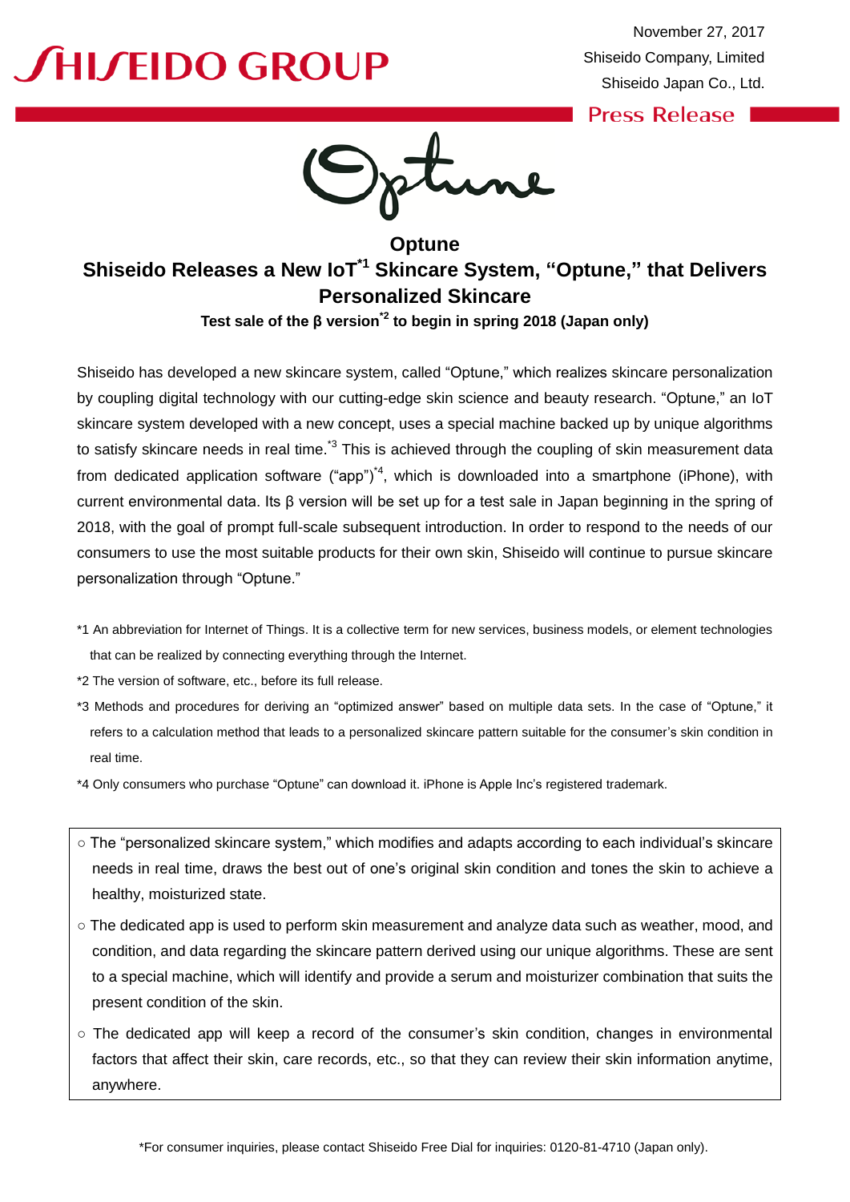November 27, 2017
Shiseido Company, Limited
Shiseido Japan Co., Ltd.

SHISEIDO GROUP

Press Release

# Optune

## Shiseido Releases a New IoT[*1] Skincare System, "Optune," that Delivers Personalized Skincare

**Test sale of the β version[*2] to begin in spring 2018 (Japan only)**

Shiseido has developed a new skincare system, called "Optune," which realizes skincare personalization by coupling digital technology with our cutting-edge skin science and beauty research. "Optune," an IoT skincare system developed with a new concept, uses a special machine backed up by unique algorithms to satisfy skincare needs in real time.[*3] This is achieved through the coupling of skin measurement data from dedicated application software ("app")[*4], which is downloaded into a smartphone (iPhone), with current environmental data. Its β version will be set up for a test sale in Japan beginning in the spring of 2018, with the goal of prompt full-scale subsequent introduction. In order to respond to the needs of our consumers to use the most suitable products for their own skin, Shiseido will continue to pursue skincare personalization through "Optune."

*1 An abbreviation for Internet of Things. It is a collective term for new services, business models, or element technologies that can be realized by connecting everything through the Internet.

*2 The version of software, etc., before its full release.

*3 Methods and procedures for deriving an "optimized answer" based on multiple data sets. In the case of "Optune," it refers to a calculation method that leads to a personalized skincare pattern suitable for the consumer's skin condition in real time.

*4 Only consumers who purchase "Optune" can download it. iPhone is Apple Inc's registered trademark.

- ○ The "personalized skincare system," which modifies and adapts according to each individual's skincare needs in real time, draws the best out of one's original skin condition and tones the skin to achieve a healthy, moisturized state.
- ○ The dedicated app is used to perform skin measurement and analyze data such as weather, mood, and condition, and data regarding the skincare pattern derived using our unique algorithms. These are sent to a special machine, which will identify and provide a serum and moisturizer combination that suits the present condition of the skin.
- ○ The dedicated app will keep a record of the consumer's skin condition, changes in environmental factors that affect their skin, care records, etc., so that they can review their skin information anytime, anywhere.

*For consumer inquiries, please contact Shiseido Free Dial for inquiries: 0120-81-4710 (Japan only).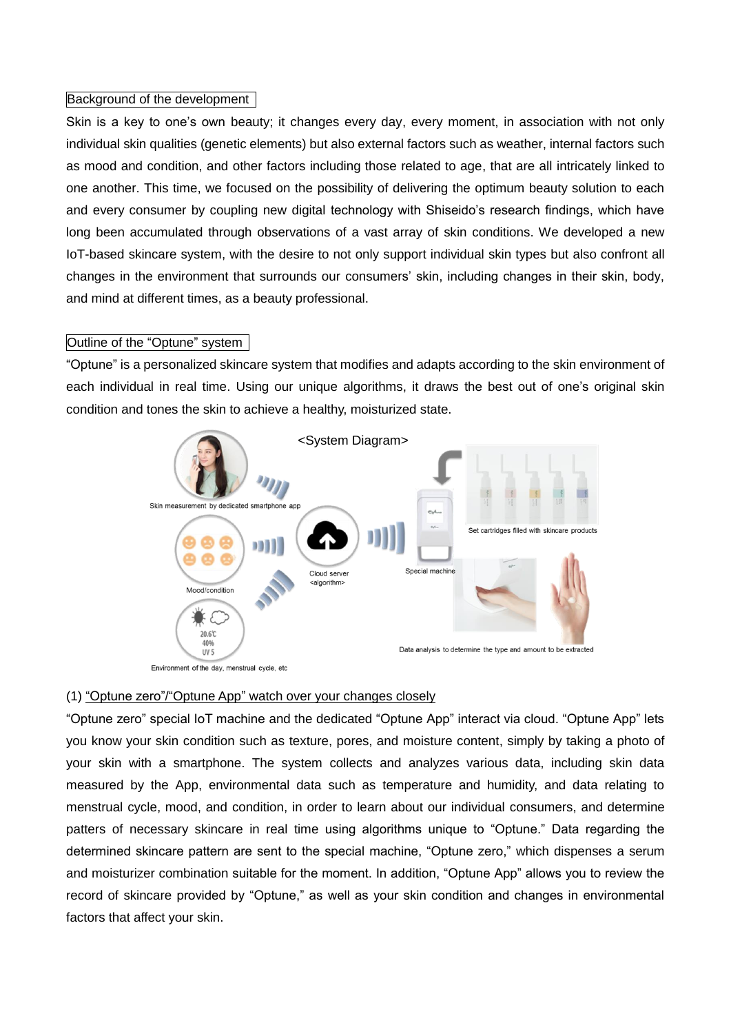## Background of the development

Skin is a key to one's own beauty; it changes every day, every moment, in association with not only individual skin qualities (genetic elements) but also external factors such as weather, internal factors such as mood and condition, and other factors including those related to age, that are all intricately linked to one another. This time, we focused on the possibility of delivering the optimum beauty solution to each and every consumer by coupling new digital technology with Shiseido's research findings, which have long been accumulated through observations of a vast array of skin conditions. We developed a new IoT-based skincare system, with the desire to not only support individual skin types but also confront all changes in the environment that surrounds our consumers' skin, including changes in their skin, body, and mind at different times, as a beauty professional.

## Outline of the "Optune" system

"Optune" is a personalized skincare system that modifies and adapts according to the skin environment of each individual in real time. Using our unique algorithms, it draws the best out of one's original skin condition and tones the skin to achieve a healthy, moisturized state.

<System Diagram>

Skin measurement by dedicated smartphone app

Mood/condition

Environment of the day, menstrual cycle, etc

Cloud server <algorithm>

Special machine

Set cartridges filled with skincare products

Data analysis to determine the type and amount to be extracted

### (1) "Optune zero"/"Optune App" watch over your changes closely

"Optune zero" special IoT machine and the dedicated "Optune App" interact via cloud. "Optune App" lets you know your skin condition such as texture, pores, and moisture content, simply by taking a photo of your skin with a smartphone. The system collects and analyzes various data, including skin data measured by the App, environmental data such as temperature and humidity, and data relating to menstrual cycle, mood, and condition, in order to learn about our individual consumers, and determine patters of necessary skincare in real time using algorithms unique to "Optune." Data regarding the determined skincare pattern are sent to the special machine, "Optune zero," which dispenses a serum and moisturizer combination suitable for the moment. In addition, "Optune App" allows you to review the record of skincare provided by "Optune," as well as your skin condition and changes in environmental factors that affect your skin.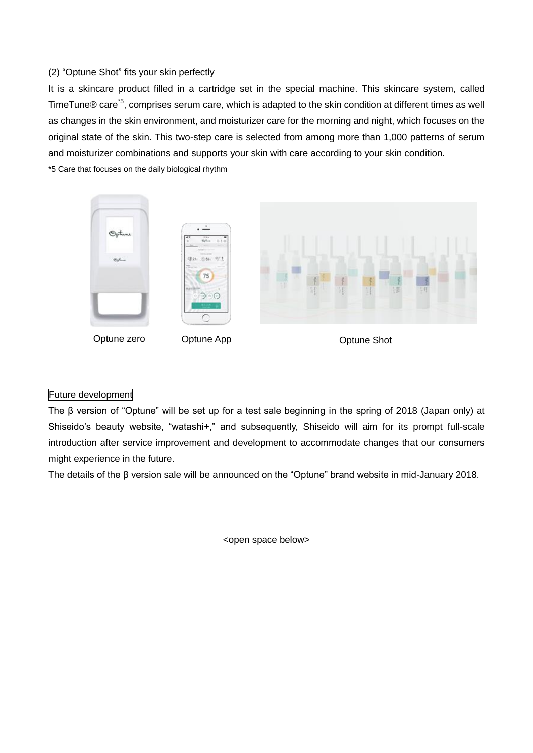(2) “Optune Shot” fits your skin perfectly

It is a skincare product filled in a cartridge set in the special machine. This skincare system, called TimeTune® care[*5], comprises serum care, which is adapted to the skin condition at different times as well as changes in the skin environment, and moisturizer care for the morning and night, which focuses on the original state of the skin. This two-step care is selected from among more than 1,000 patterns of serum and moisturizer combinations and supports your skin with care according to your skin condition.

*5 Care that focuses on the daily biological rhythm

Optune zero　　Optune App　　Optune Shot

Future development

The β version of “Optune” will be set up for a test sale beginning in the spring of 2018 (Japan only) at Shiseido’s beauty website, “watashi+,” and subsequently, Shiseido will aim for its prompt full-scale introduction after service improvement and development to accommodate changes that our consumers might experience in the future.

The details of the β version sale will be announced on the “Optune” brand website in mid-January 2018.

<open space below>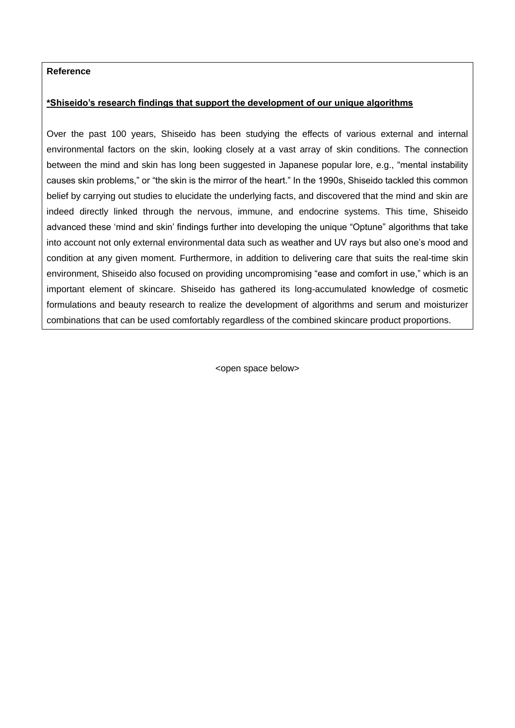**Reference**

**\*Shiseido's research findings that support the development of our unique algorithms**

Over the past 100 years, Shiseido has been studying the effects of various external and internal environmental factors on the skin, looking closely at a vast array of skin conditions. The connection between the mind and skin has long been suggested in Japanese popular lore, e.g., "mental instability causes skin problems," or "the skin is the mirror of the heart." In the 1990s, Shiseido tackled this common belief by carrying out studies to elucidate the underlying facts, and discovered that the mind and skin are indeed directly linked through the nervous, immune, and endocrine systems. This time, Shiseido advanced these 'mind and skin' findings further into developing the unique "Optune" algorithms that take into account not only external environmental data such as weather and UV rays but also one's mood and condition at any given moment. Furthermore, in addition to delivering care that suits the real-time skin environment, Shiseido also focused on providing uncompromising "ease and comfort in use," which is an important element of skincare. Shiseido has gathered its long-accumulated knowledge of cosmetic formulations and beauty research to realize the development of algorithms and serum and moisturizer combinations that can be used comfortably regardless of the combined skincare product proportions.

<open space below>